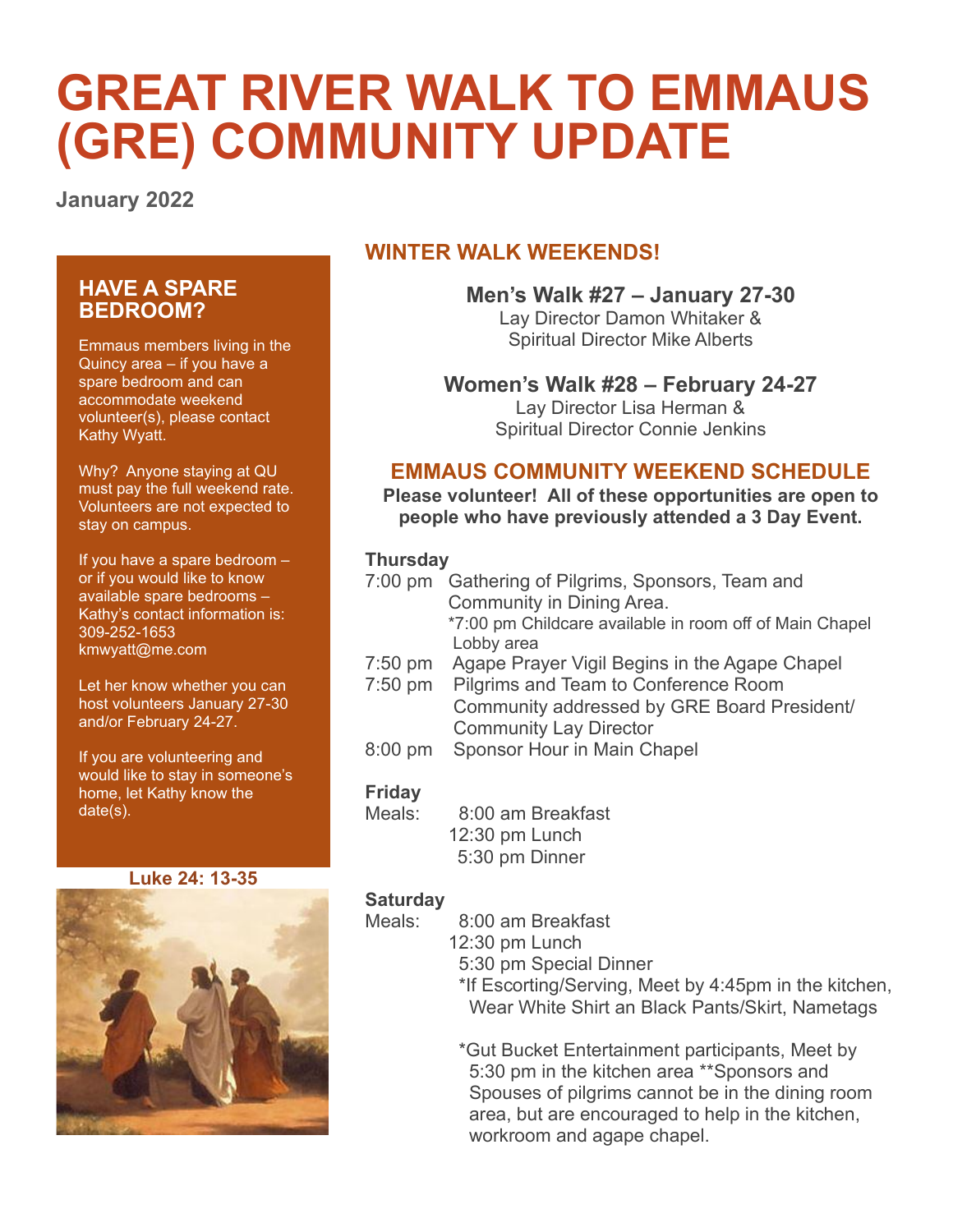# GREAT RIVER WALK TO EMMAUS (GRE) COMMUNITY UPDATE

**January 2022**

## HAVE A SPARE BEDROOM?

Emmaus members living in the Quincy area – if you have a spare bedroom and can accommodate weekend volunteer(s), please contact Kathy Wyatt.

Why? Anyone staying at QU must pay the full weekend rate. Volunteers are not expected to stay on campus.

If you have a spare bedroom – or if you would like to know available spare bedrooms – Kathy's contact information is:
309-252-1653
kmwyatt@me.com

Let her know whether you can host volunteers January 27-30 and/or February 24-27.

If you are volunteering and would like to stay in someone's home, let Kathy know the date(s).

**Luke 24: 13-35**

## WINTER WALK WEEKENDS!

**Men's Walk #27 – January 27-30**
Lay Director Damon Whitaker &
Spiritual Director Mike Alberts

**Women's Walk #28 – February 24-27**
Lay Director Lisa Herman &
Spiritual Director Connie Jenkins

## EMMAUS COMMUNITY WEEKEND SCHEDULE

**Please volunteer! All of these opportunities are open to people who have previously attended a 3 Day Event.**

**Thursday**

7:00 pm Gathering of Pilgrims, Sponsors, Team and Community in Dining Area.
*7:00 pm Childcare available in room off of Main Chapel Lobby area

7:50 pm Agape Prayer Vigil Begins in the Agape Chapel

7:50 pm Pilgrims and Team to Conference Room
Community addressed by GRE Board President/ Community Lay Director

8:00 pm Sponsor Hour in Main Chapel

**Friday**

Meals:
8:00 am Breakfast
12:30 pm Lunch
5:30 pm Dinner

**Saturday**

Meals:
8:00 am Breakfast
12:30 pm Lunch
5:30 pm Special Dinner
*If Escorting/Serving, Meet by 4:45pm in the kitchen, Wear White Shirt an Black Pants/Skirt, Nametags

*Gut Bucket Entertainment participants, Meet by 5:30 pm in the kitchen area **Sponsors and Spouses of pilgrims cannot be in the dining room area, but are encouraged to help in the kitchen, workroom and agape chapel.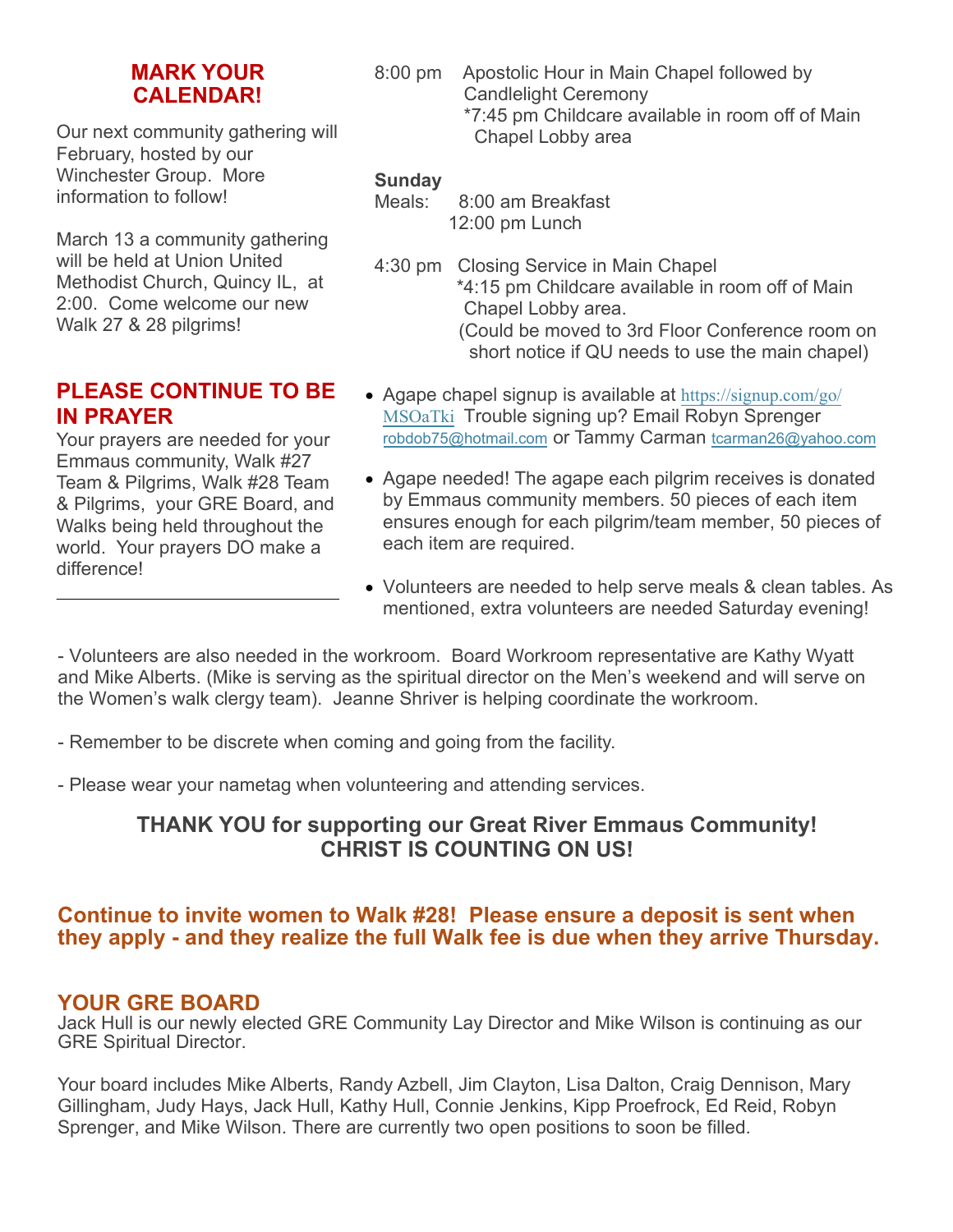## MARK YOUR CALENDAR!

Our next community gathering will February, hosted by our Winchester Group. More information to follow!

March 13 a community gathering will be held at Union United Methodist Church, Quincy IL, at 2:00. Come welcome our new Walk 27 & 28 pilgrims!

## PLEASE CONTINUE TO BE IN PRAYER

Your prayers are needed for your Emmaus community, Walk #27 Team & Pilgrims, Walk #28 Team & Pilgrims, your GRE Board, and Walks being held throughout the world. Your prayers DO make a difference!

---

8:00 pm Apostolic Hour in Main Chapel followed by Candlelight Ceremony
*7:45 pm Childcare available in room off of Main Chapel Lobby area

**Sunday**
Meals: 8:00 am Breakfast
12:00 pm Lunch

4:30 pm Closing Service in Main Chapel
*4:15 pm Childcare available in room off of Main Chapel Lobby area.
(Could be moved to 3rd Floor Conference room on short notice if QU needs to use the main chapel)

- Agape chapel signup is available at https://signup.com/go/MSOaTki Trouble signing up? Email Robyn Sprenger robdob75@hotmail.com or Tammy Carman tcarman26@yahoo.com
- Agape needed! The agape each pilgrim receives is donated by Emmaus community members. 50 pieces of each item ensures enough for each pilgrim/team member, 50 pieces of each item are required.
- Volunteers are needed to help serve meals & clean tables. As mentioned, extra volunteers are needed Saturday evening!

- Volunteers are also needed in the workroom. Board Workroom representative are Kathy Wyatt and Mike Alberts. (Mike is serving as the spiritual director on the Men's weekend and will serve on the Women's walk clergy team). Jeanne Shriver is helping coordinate the workroom.

- Remember to be discrete when coming and going from the facility.

- Please wear your nametag when volunteering and attending services.

**THANK YOU for supporting our Great River Emmaus Community!
CHRIST IS COUNTING ON US!**

**Continue to invite women to Walk #28! Please ensure a deposit is sent when they apply - and they realize the full Walk fee is due when they arrive Thursday.**

## YOUR GRE BOARD

Jack Hull is our newly elected GRE Community Lay Director and Mike Wilson is continuing as our GRE Spiritual Director.

Your board includes Mike Alberts, Randy Azbell, Jim Clayton, Lisa Dalton, Craig Dennison, Mary Gillingham, Judy Hays, Jack Hull, Kathy Hull, Connie Jenkins, Kipp Proefrock, Ed Reid, Robyn Sprenger, and Mike Wilson. There are currently two open positions to soon be filled.